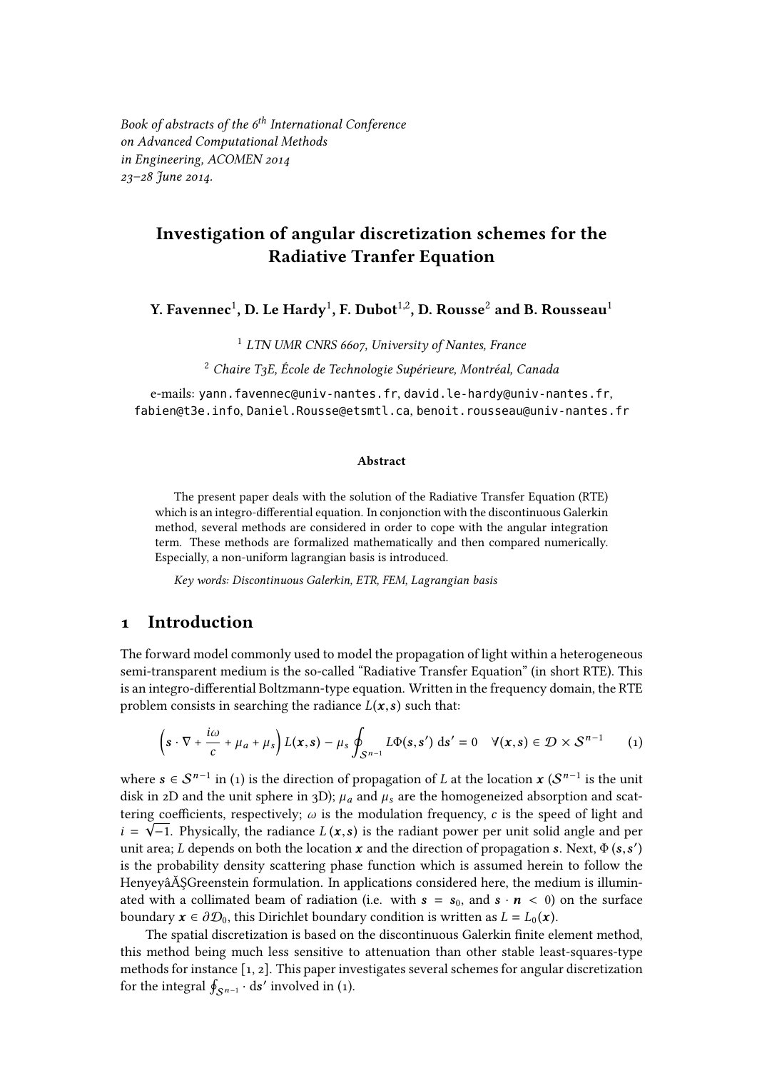*Book of abstracts of the 6th International Conference on Advanced Computational Methods in Engineering, ACOMEN 2014*
*23–28 June 2014.*

# Investigation of angular discretization schemes for the Radiative Tranfer Equation

**Y. Favennec[1], D. Le Hardy[1], F. Dubot[1,2], D. Rousse[2] and B. Rousseau[1]**

[1] *LTN UMR CNRS 6607, University of Nantes, France*

[2] *Chaire T3E, École de Technologie Supérieure, Montréal, Canada*

e-mails: yann.favennec@univ-nantes.fr, david.le-hardy@univ-nantes.fr, fabien@t3e.info, Daniel.Rousse@etsmtl.ca, benoit.rousseau@univ-nantes.fr

#### Abstract

The present paper deals with the solution of the Radiative Transfer Equation (RTE) which is an integro-differential equation. In conjonction with the discontinuous Galerkin method, several methods are considered in order to cope with the angular integration term. These methods are formalized mathematically and then compared numerically. Especially, a non-uniform lagrangian basis is introduced.

*Key words: Discontinuous Galerkin, ETR, FEM, Lagrangian basis*

## 1 Introduction

The forward model commonly used to model the propagation of light within a heterogeneous semi-transparent medium is the so-called "Radiative Transfer Equation" (in short RTE). This is an integro-differential Boltzmann-type equation. Written in the frequency domain, the RTE problem consists in searching the radiance $L(\boldsymbol{x}, \boldsymbol{s})$ such that:

$$\left(\boldsymbol{s} \cdot \nabla + \frac{i\omega}{c} + \mu_a + \mu_s\right) L(\boldsymbol{x}, \boldsymbol{s}) - \mu_s \oint_{\mathcal{S}^{n-1}} L\Phi(\boldsymbol{s}, \boldsymbol{s}')\, \mathrm{d}\boldsymbol{s}' = 0 \quad \forall (\boldsymbol{x}, \boldsymbol{s}) \in \mathcal{D} \times \mathcal{S}^{n-1} \qquad (1)$$

where $\boldsymbol{s} \in \mathcal{S}^{n-1}$ in (1) is the direction of propagation of $L$ at the location $\boldsymbol{x}$ ($\mathcal{S}^{n-1}$ is the unit disk in 2D and the unit sphere in 3D); $\mu_a$ and $\mu_s$ are the homogeneized absorption and scattering coefficients, respectively; $\omega$ is the modulation frequency, $c$ is the speed of light and $i = \sqrt{-1}$. Physically, the radiance $L(\boldsymbol{x}, \boldsymbol{s})$ is the radiant power per unit solid angle and per unit area; $L$ depends on both the location $\boldsymbol{x}$ and the direction of propagation $\boldsymbol{s}$. Next, $\Phi(\boldsymbol{s}, \boldsymbol{s}')$ is the probability density scattering phase function which is assumed herein to follow the HenyeyâĂŞGreenstein formulation. In applications considered here, the medium is illuminated with a collimated beam of radiation (i.e. with $\boldsymbol{s} = \boldsymbol{s}_0$, and $\boldsymbol{s} \cdot \boldsymbol{n} < 0$) on the surface boundary $\boldsymbol{x} \in \partial\mathcal{D}_0$, this Dirichlet boundary condition is written as $L = L_0(\boldsymbol{x})$.

The spatial discretization is based on the discontinuous Galerkin finite element method, this method being much less sensitive to attenuation than other stable least-squares-type methods for instance [1, 2]. This paper investigates several schemes for angular discretization for the integral $\oint_{\mathcal{S}^{n-1}} \cdot\, \mathrm{d}\boldsymbol{s}'$ involved in (1).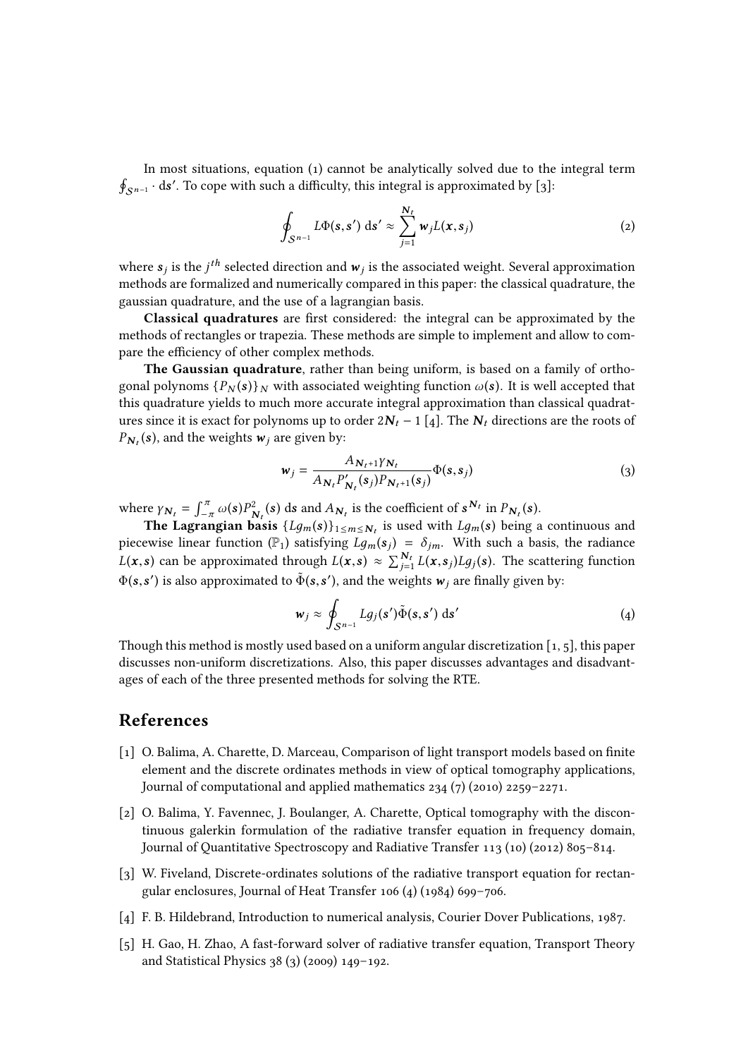In most situations, equation (1) cannot be analytically solved due to the integral term $\oint_{\mathcal{S}^{n-1}} \cdot \, \mathrm{d}\boldsymbol{s}'$. To cope with such a difficulty, this integral is approximated by [3]:

$$\oint_{\mathcal{S}^{n-1}} L\Phi(\boldsymbol{s},\boldsymbol{s}') \, \mathrm{d}\boldsymbol{s}' \approx \sum_{j=1}^{\boldsymbol{N}_t} \boldsymbol{w}_j L(\boldsymbol{x},\boldsymbol{s}_j) \tag{2}$$

where $\boldsymbol{s}_j$ is the $j^{th}$ selected direction and $\boldsymbol{w}_j$ is the associated weight. Several approximation methods are formalized and numerically compared in this paper: the classical quadrature, the gaussian quadrature, and the use of a lagrangian basis.

**Classical quadratures** are first considered: the integral can be approximated by the methods of rectangles or trapezia. These methods are simple to implement and allow to compare the efficiency of other complex methods.

**The Gaussian quadrature**, rather than being uniform, is based on a family of orthogonal polynoms $\{P_N(\boldsymbol{s})\}_N$ with associated weighting function $\omega(\boldsymbol{s})$. It is well accepted that this quadrature yields to much more accurate integral approximation than classical quadratures since it is exact for polynoms up to order $2\boldsymbol{N}_t - 1$ [4]. The $\boldsymbol{N}_t$ directions are the roots of $P_{\boldsymbol{N}_t}(\boldsymbol{s})$, and the weights $\boldsymbol{w}_j$ are given by:

$$\boldsymbol{w}_j = \frac{A_{\boldsymbol{N}_t+1}\gamma_{\boldsymbol{N}_t}}{A_{\boldsymbol{N}_t} P'_{\boldsymbol{N}_t}(\boldsymbol{s}_j) P_{\boldsymbol{N}_t+1}(\boldsymbol{s}_j)} \Phi(\boldsymbol{s},\boldsymbol{s}_j) \tag{3}$$

where $\gamma_{\boldsymbol{N}_t} = \int_{-\pi}^{\pi} \omega(\boldsymbol{s}) P^2_{\boldsymbol{N}_t}(\boldsymbol{s}) \, \mathrm{d}\boldsymbol{s}$ and $A_{\boldsymbol{N}_t}$ is the coefficient of $\boldsymbol{s}^{\boldsymbol{N}_t}$ in $P_{\boldsymbol{N}_t}(\boldsymbol{s})$.

**The Lagrangian basis** $\{Lg_m(\boldsymbol{s})\}_{1 \le m \le \boldsymbol{N}_t}$ is used with $Lg_m(\boldsymbol{s})$ being a continuous and piecewise linear function ($\mathbb{P}_1$) satisfying $Lg_m(\boldsymbol{s}_j) = \delta_{jm}$. With such a basis, the radiance $L(\boldsymbol{x},\boldsymbol{s})$ can be approximated through $L(\boldsymbol{x},\boldsymbol{s}) \approx \sum_{j=1}^{\boldsymbol{N}_t} L(\boldsymbol{x},\boldsymbol{s}_j) Lg_j(\boldsymbol{s})$. The scattering function $\Phi(\boldsymbol{s},\boldsymbol{s}')$ is also approximated to $\tilde{\Phi}(\boldsymbol{s},\boldsymbol{s}')$, and the weights $\boldsymbol{w}_j$ are finally given by:

$$\boldsymbol{w}_j \approx \oint_{\mathcal{S}^{n-1}} Lg_j(\boldsymbol{s}') \tilde{\Phi}(\boldsymbol{s},\boldsymbol{s}') \, \mathrm{d}\boldsymbol{s}' \tag{4}$$

Though this method is mostly used based on a uniform angular discretization [1, 5], this paper discusses non-uniform discretizations. Also, this paper discusses advantages and disadvantages of each of the three presented methods for solving the RTE.

## References

[1] O. Balima, A. Charette, D. Marceau, Comparison of light transport models based on finite element and the discrete ordinates methods in view of optical tomography applications, Journal of computational and applied mathematics 234 (7) (2010) 2259–2271.

[2] O. Balima, Y. Favennec, J. Boulanger, A. Charette, Optical tomography with the discontinuous galerkin formulation of the radiative transfer equation in frequency domain, Journal of Quantitative Spectroscopy and Radiative Transfer 113 (10) (2012) 805–814.

[3] W. Fiveland, Discrete-ordinates solutions of the radiative transport equation for rectangular enclosures, Journal of Heat Transfer 106 (4) (1984) 699–706.

[4] F. B. Hildebrand, Introduction to numerical analysis, Courier Dover Publications, 1987.

[5] H. Gao, H. Zhao, A fast-forward solver of radiative transfer equation, Transport Theory and Statistical Physics 38 (3) (2009) 149–192.